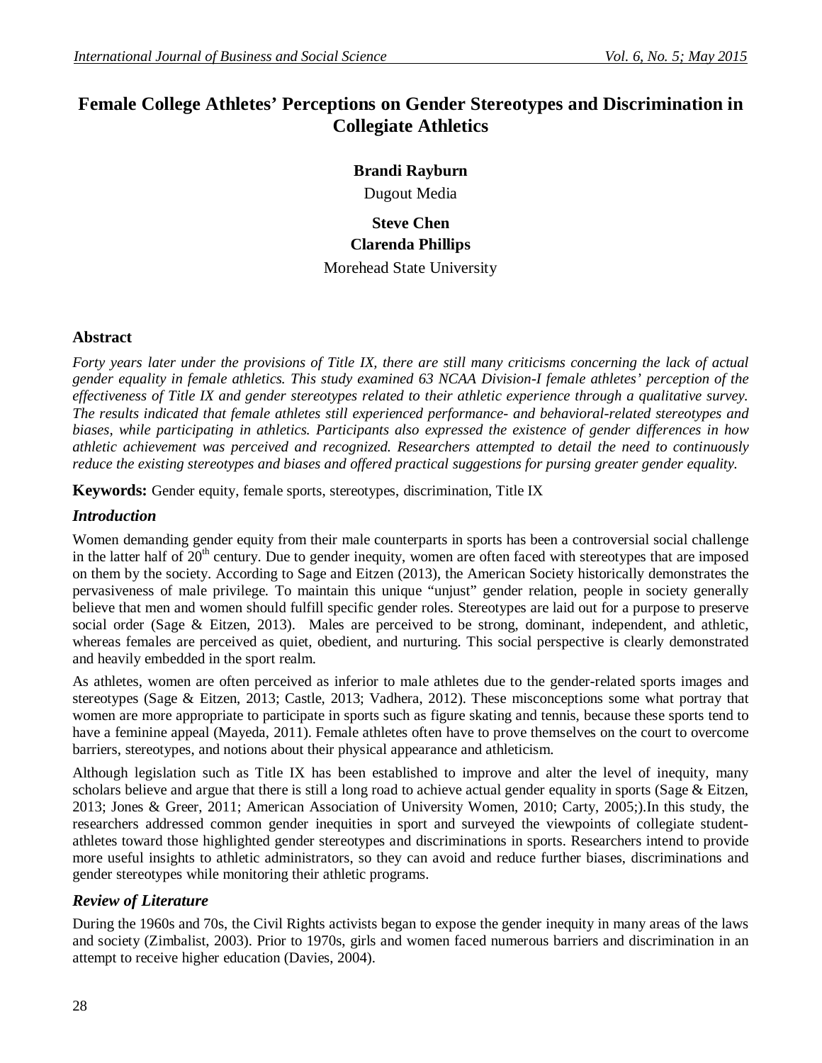# Female College Athletes' Perceptions on Gender Stereotypes and Discrimination in Collegiate Athletics

**Brandi Rayburn**

Dugout Media

**Steve Chen**

**Clarenda Phillips**

Morehead State University

## Abstract

*Forty years later under the provisions of Title IX, there are still many criticisms concerning the lack of actual gender equality in female athletics. This study examined 63 NCAA Division-I female athletes' perception of the effectiveness of Title IX and gender stereotypes related to their athletic experience through a qualitative survey. The results indicated that female athletes still experienced performance- and behavioral-related stereotypes and biases, while participating in athletics. Participants also expressed the existence of gender differences in how athletic achievement was perceived and recognized. Researchers attempted to detail the need to continuously reduce the existing stereotypes and biases and offered practical suggestions for pursing greater gender equality.*

**Keywords:** Gender equity, female sports, stereotypes, discrimination, Title IX

## *Introduction*

Women demanding gender equity from their male counterparts in sports has been a controversial social challenge in the latter half of 20th century. Due to gender inequity, women are often faced with stereotypes that are imposed on them by the society. According to Sage and Eitzen (2013), the American Society historically demonstrates the pervasiveness of male privilege. To maintain this unique "unjust" gender relation, people in society generally believe that men and women should fulfill specific gender roles. Stereotypes are laid out for a purpose to preserve social order (Sage & Eitzen, 2013). Males are perceived to be strong, dominant, independent, and athletic, whereas females are perceived as quiet, obedient, and nurturing. This social perspective is clearly demonstrated and heavily embedded in the sport realm.

As athletes, women are often perceived as inferior to male athletes due to the gender-related sports images and stereotypes (Sage & Eitzen, 2013; Castle, 2013; Vadhera, 2012). These misconceptions some what portray that women are more appropriate to participate in sports such as figure skating and tennis, because these sports tend to have a feminine appeal (Mayeda, 2011). Female athletes often have to prove themselves on the court to overcome barriers, stereotypes, and notions about their physical appearance and athleticism.

Although legislation such as Title IX has been established to improve and alter the level of inequity, many scholars believe and argue that there is still a long road to achieve actual gender equality in sports (Sage & Eitzen, 2013; Jones & Greer, 2011; American Association of University Women, 2010; Carty, 2005;).In this study, the researchers addressed common gender inequities in sport and surveyed the viewpoints of collegiate student-athletes toward those highlighted gender stereotypes and discriminations in sports. Researchers intend to provide more useful insights to athletic administrators, so they can avoid and reduce further biases, discriminations and gender stereotypes while monitoring their athletic programs.

## *Review of Literature*

During the 1960s and 70s, the Civil Rights activists began to expose the gender inequity in many areas of the laws and society (Zimbalist, 2003). Prior to 1970s, girls and women faced numerous barriers and discrimination in an attempt to receive higher education (Davies, 2004).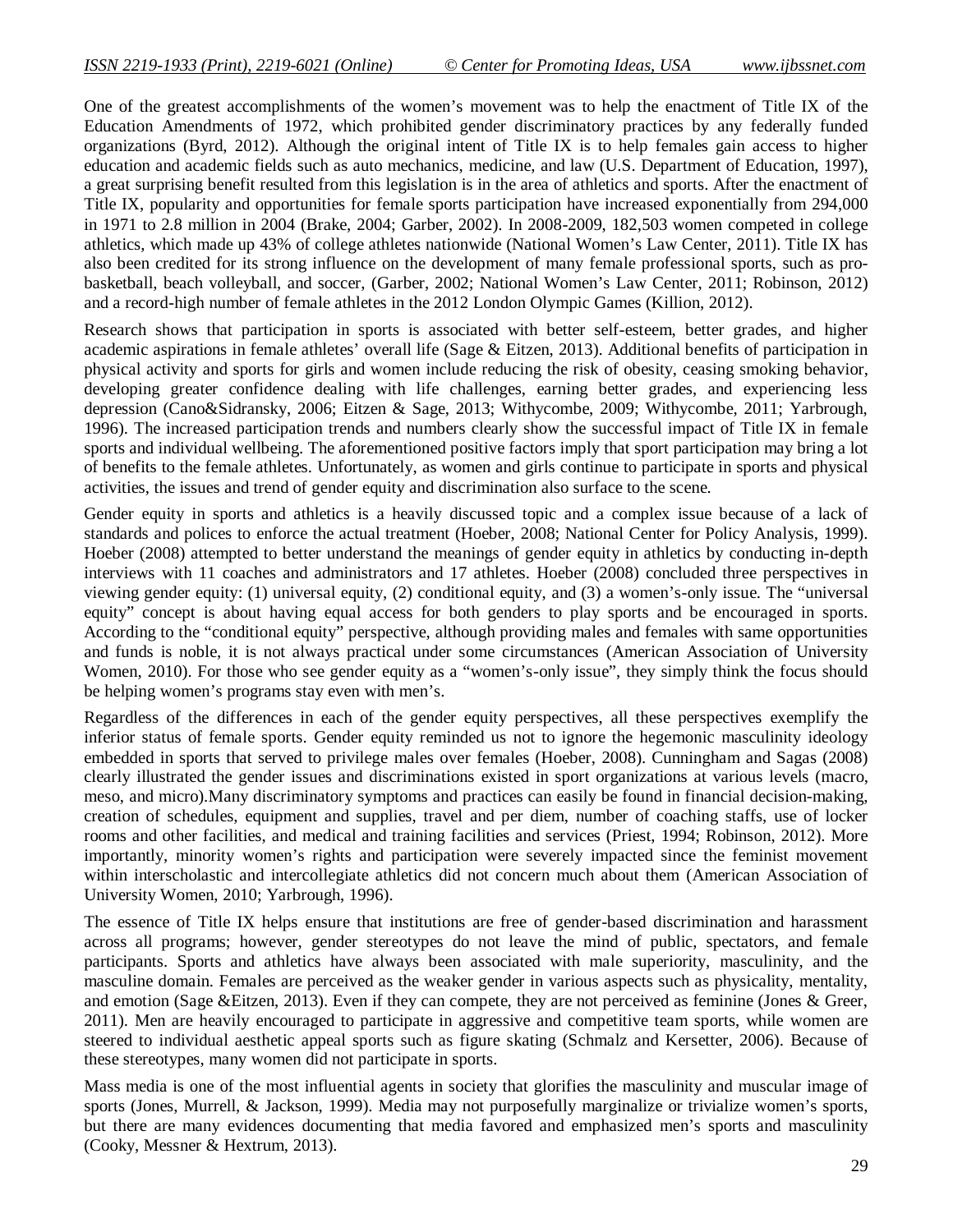One of the greatest accomplishments of the women's movement was to help the enactment of Title IX of the Education Amendments of 1972, which prohibited gender discriminatory practices by any federally funded organizations (Byrd, 2012). Although the original intent of Title IX is to help females gain access to higher education and academic fields such as auto mechanics, medicine, and law (U.S. Department of Education, 1997), a great surprising benefit resulted from this legislation is in the area of athletics and sports. After the enactment of Title IX, popularity and opportunities for female sports participation have increased exponentially from 294,000 in 1971 to 2.8 million in 2004 (Brake, 2004; Garber, 2002). In 2008-2009, 182,503 women competed in college athletics, which made up 43% of college athletes nationwide (National Women's Law Center, 2011). Title IX has also been credited for its strong influence on the development of many female professional sports, such as pro-basketball, beach volleyball, and soccer, (Garber, 2002; National Women's Law Center, 2011; Robinson, 2012) and a record-high number of female athletes in the 2012 London Olympic Games (Killion, 2012).

Research shows that participation in sports is associated with better self-esteem, better grades, and higher academic aspirations in female athletes' overall life (Sage & Eitzen, 2013). Additional benefits of participation in physical activity and sports for girls and women include reducing the risk of obesity, ceasing smoking behavior, developing greater confidence dealing with life challenges, earning better grades, and experiencing less depression (Cano&Sidransky, 2006; Eitzen & Sage, 2013; Withycombe, 2009; Withycombe, 2011; Yarbrough, 1996). The increased participation trends and numbers clearly show the successful impact of Title IX in female sports and individual wellbeing. The aforementioned positive factors imply that sport participation may bring a lot of benefits to the female athletes. Unfortunately, as women and girls continue to participate in sports and physical activities, the issues and trend of gender equity and discrimination also surface to the scene.

Gender equity in sports and athletics is a heavily discussed topic and a complex issue because of a lack of standards and polices to enforce the actual treatment (Hoeber, 2008; National Center for Policy Analysis, 1999). Hoeber (2008) attempted to better understand the meanings of gender equity in athletics by conducting in-depth interviews with 11 coaches and administrators and 17 athletes. Hoeber (2008) concluded three perspectives in viewing gender equity: (1) universal equity, (2) conditional equity, and (3) a women's-only issue. The "universal equity" concept is about having equal access for both genders to play sports and be encouraged in sports. According to the "conditional equity" perspective, although providing males and females with same opportunities and funds is noble, it is not always practical under some circumstances (American Association of University Women, 2010). For those who see gender equity as a "women's-only issue", they simply think the focus should be helping women's programs stay even with men's.

Regardless of the differences in each of the gender equity perspectives, all these perspectives exemplify the inferior status of female sports. Gender equity reminded us not to ignore the hegemonic masculinity ideology embedded in sports that served to privilege males over females (Hoeber, 2008). Cunningham and Sagas (2008) clearly illustrated the gender issues and discriminations existed in sport organizations at various levels (macro, meso, and micro).Many discriminatory symptoms and practices can easily be found in financial decision-making, creation of schedules, equipment and supplies, travel and per diem, number of coaching staffs, use of locker rooms and other facilities, and medical and training facilities and services (Priest, 1994; Robinson, 2012). More importantly, minority women's rights and participation were severely impacted since the feminist movement within interscholastic and intercollegiate athletics did not concern much about them (American Association of University Women, 2010; Yarbrough, 1996).

The essence of Title IX helps ensure that institutions are free of gender-based discrimination and harassment across all programs; however, gender stereotypes do not leave the mind of public, spectators, and female participants. Sports and athletics have always been associated with male superiority, masculinity, and the masculine domain. Females are perceived as the weaker gender in various aspects such as physicality, mentality, and emotion (Sage &Eitzen, 2013). Even if they can compete, they are not perceived as feminine (Jones & Greer, 2011). Men are heavily encouraged to participate in aggressive and competitive team sports, while women are steered to individual aesthetic appeal sports such as figure skating (Schmalz and Kersetter, 2006). Because of these stereotypes, many women did not participate in sports.

Mass media is one of the most influential agents in society that glorifies the masculinity and muscular image of sports (Jones, Murrell, & Jackson, 1999). Media may not purposefully marginalize or trivialize women's sports, but there are many evidences documenting that media favored and emphasized men's sports and masculinity (Cooky, Messner & Hextrum, 2013).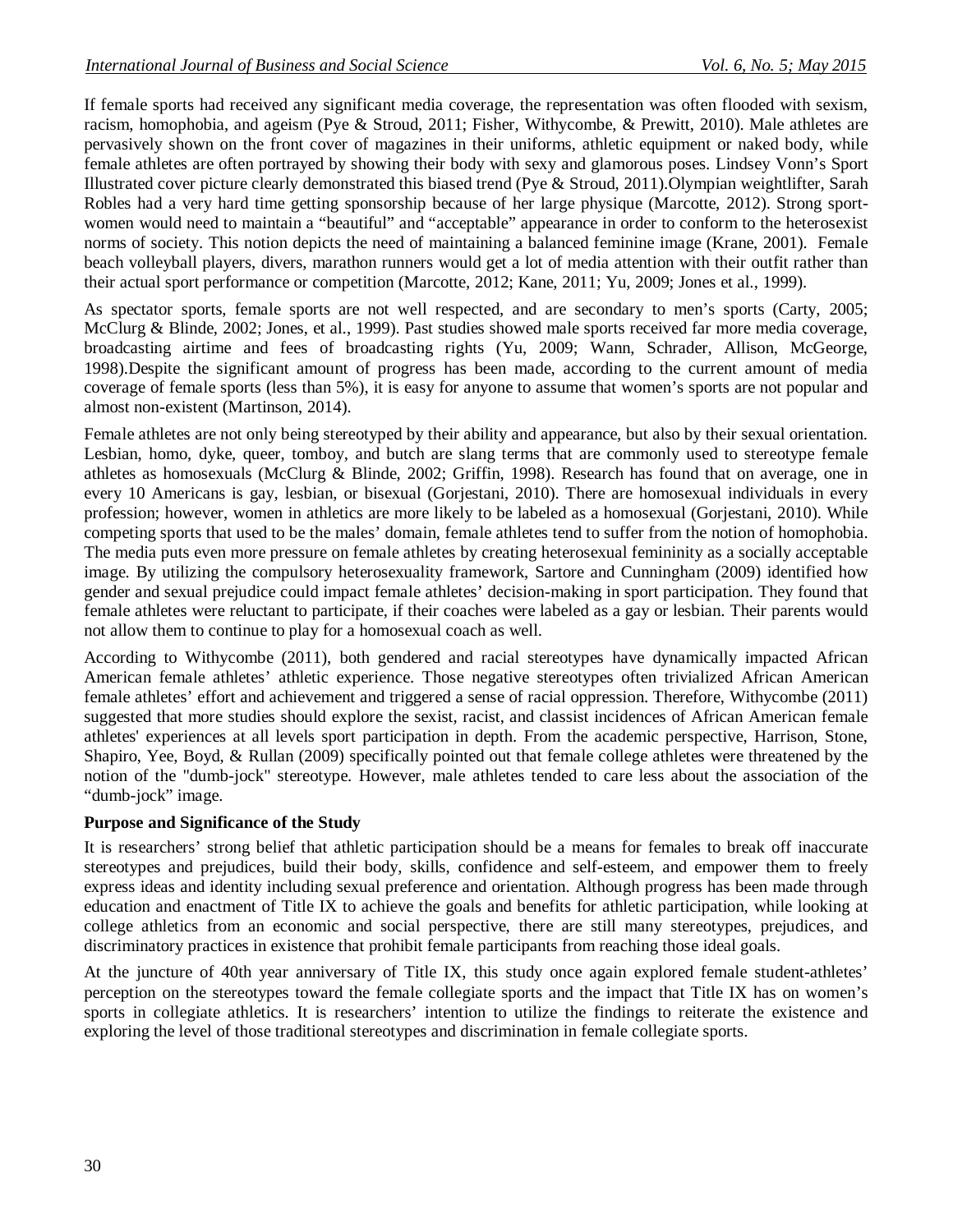If female sports had received any significant media coverage, the representation was often flooded with sexism, racism, homophobia, and ageism (Pye & Stroud, 2011; Fisher, Withycombe, & Prewitt, 2010). Male athletes are pervasively shown on the front cover of magazines in their uniforms, athletic equipment or naked body, while female athletes are often portrayed by showing their body with sexy and glamorous poses. Lindsey Vonn's Sport Illustrated cover picture clearly demonstrated this biased trend (Pye & Stroud, 2011).Olympian weightlifter, Sarah Robles had a very hard time getting sponsorship because of her large physique (Marcotte, 2012). Strong sport-women would need to maintain a "beautiful" and "acceptable" appearance in order to conform to the heterosexist norms of society. This notion depicts the need of maintaining a balanced feminine image (Krane, 2001). Female beach volleyball players, divers, marathon runners would get a lot of media attention with their outfit rather than their actual sport performance or competition (Marcotte, 2012; Kane, 2011; Yu, 2009; Jones et al., 1999).

As spectator sports, female sports are not well respected, and are secondary to men's sports (Carty, 2005; McClurg & Blinde, 2002; Jones, et al., 1999). Past studies showed male sports received far more media coverage, broadcasting airtime and fees of broadcasting rights (Yu, 2009; Wann, Schrader, Allison, McGeorge, 1998).Despite the significant amount of progress has been made, according to the current amount of media coverage of female sports (less than 5%), it is easy for anyone to assume that women's sports are not popular and almost non-existent (Martinson, 2014).

Female athletes are not only being stereotyped by their ability and appearance, but also by their sexual orientation. Lesbian, homo, dyke, queer, tomboy, and butch are slang terms that are commonly used to stereotype female athletes as homosexuals (McClurg & Blinde, 2002; Griffin, 1998). Research has found that on average, one in every 10 Americans is gay, lesbian, or bisexual (Gorjestani, 2010). There are homosexual individuals in every profession; however, women in athletics are more likely to be labeled as a homosexual (Gorjestani, 2010). While competing sports that used to be the males' domain, female athletes tend to suffer from the notion of homophobia. The media puts even more pressure on female athletes by creating heterosexual femininity as a socially acceptable image. By utilizing the compulsory heterosexuality framework, Sartore and Cunningham (2009) identified how gender and sexual prejudice could impact female athletes' decision-making in sport participation. They found that female athletes were reluctant to participate, if their coaches were labeled as a gay or lesbian. Their parents would not allow them to continue to play for a homosexual coach as well.

According to Withycombe (2011), both gendered and racial stereotypes have dynamically impacted African American female athletes' athletic experience. Those negative stereotypes often trivialized African American female athletes' effort and achievement and triggered a sense of racial oppression. Therefore, Withycombe (2011) suggested that more studies should explore the sexist, racist, and classist incidences of African American female athletes' experiences at all levels sport participation in depth. From the academic perspective, Harrison, Stone, Shapiro, Yee, Boyd, & Rullan (2009) specifically pointed out that female college athletes were threatened by the notion of the "dumb-jock" stereotype. However, male athletes tended to care less about the association of the "dumb-jock" image.

**Purpose and Significance of the Study**

It is researchers' strong belief that athletic participation should be a means for females to break off inaccurate stereotypes and prejudices, build their body, skills, confidence and self-esteem, and empower them to freely express ideas and identity including sexual preference and orientation. Although progress has been made through education and enactment of Title IX to achieve the goals and benefits for athletic participation, while looking at college athletics from an economic and social perspective, there are still many stereotypes, prejudices, and discriminatory practices in existence that prohibit female participants from reaching those ideal goals.

At the juncture of 40th year anniversary of Title IX, this study once again explored female student-athletes' perception on the stereotypes toward the female collegiate sports and the impact that Title IX has on women's sports in collegiate athletics. It is researchers' intention to utilize the findings to reiterate the existence and exploring the level of those traditional stereotypes and discrimination in female collegiate sports.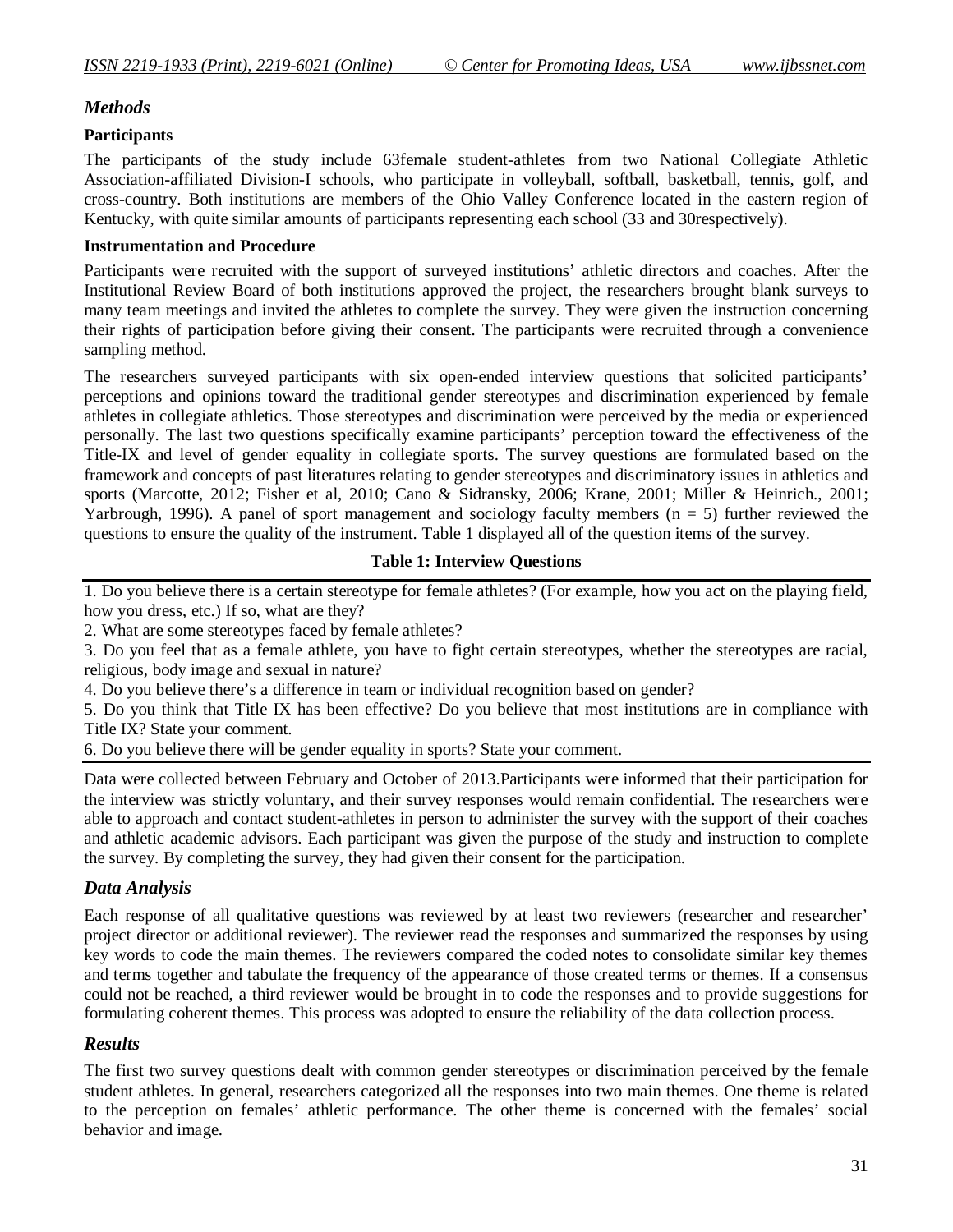## *Methods*

### Participants

The participants of the study include 63female student-athletes from two National Collegiate Athletic Association-affiliated Division-I schools, who participate in volleyball, softball, basketball, tennis, golf, and cross-country. Both institutions are members of the Ohio Valley Conference located in the eastern region of Kentucky, with quite similar amounts of participants representing each school (33 and 30respectively).

### Instrumentation and Procedure

Participants were recruited with the support of surveyed institutions' athletic directors and coaches. After the Institutional Review Board of both institutions approved the project, the researchers brought blank surveys to many team meetings and invited the athletes to complete the survey. They were given the instruction concerning their rights of participation before giving their consent. The participants were recruited through a convenience sampling method.

The researchers surveyed participants with six open-ended interview questions that solicited participants' perceptions and opinions toward the traditional gender stereotypes and discrimination experienced by female athletes in collegiate athletics. Those stereotypes and discrimination were perceived by the media or experienced personally. The last two questions specifically examine participants' perception toward the effectiveness of the Title-IX and level of gender equality in collegiate sports. The survey questions are formulated based on the framework and concepts of past literatures relating to gender stereotypes and discriminatory issues in athletics and sports (Marcotte, 2012; Fisher et al, 2010; Cano & Sidransky, 2006; Krane, 2001; Miller & Heinrich., 2001; Yarbrough, 1996). A panel of sport management and sociology faculty members ($n = 5$) further reviewed the questions to ensure the quality of the instrument. Table 1 displayed all of the question items of the survey.

**Table 1: Interview Questions**

| |
|---|
| 1. Do you believe there is a certain stereotype for female athletes? (For example, how you act on the playing field, how you dress, etc.) If so, what are they? |
| 2. What are some stereotypes faced by female athletes? |
| 3. Do you feel that as a female athlete, you have to fight certain stereotypes, whether the stereotypes are racial, religious, body image and sexual in nature? |
| 4. Do you believe there's a difference in team or individual recognition based on gender? |
| 5. Do you think that Title IX has been effective? Do you believe that most institutions are in compliance with Title IX? State your comment. |
| 6. Do you believe there will be gender equality in sports? State your comment. |

Data were collected between February and October of 2013.Participants were informed that their participation for the interview was strictly voluntary, and their survey responses would remain confidential. The researchers were able to approach and contact student-athletes in person to administer the survey with the support of their coaches and athletic academic advisors. Each participant was given the purpose of the study and instruction to complete the survey. By completing the survey, they had given their consent for the participation.

## *Data Analysis*

Each response of all qualitative questions was reviewed by at least two reviewers (researcher and researcher' project director or additional reviewer). The reviewer read the responses and summarized the responses by using key words to code the main themes. The reviewers compared the coded notes to consolidate similar key themes and terms together and tabulate the frequency of the appearance of those created terms or themes. If a consensus could not be reached, a third reviewer would be brought in to code the responses and to provide suggestions for formulating coherent themes. This process was adopted to ensure the reliability of the data collection process.

## *Results*

The first two survey questions dealt with common gender stereotypes or discrimination perceived by the female student athletes. In general, researchers categorized all the responses into two main themes. One theme is related to the perception on females' athletic performance. The other theme is concerned with the females' social behavior and image.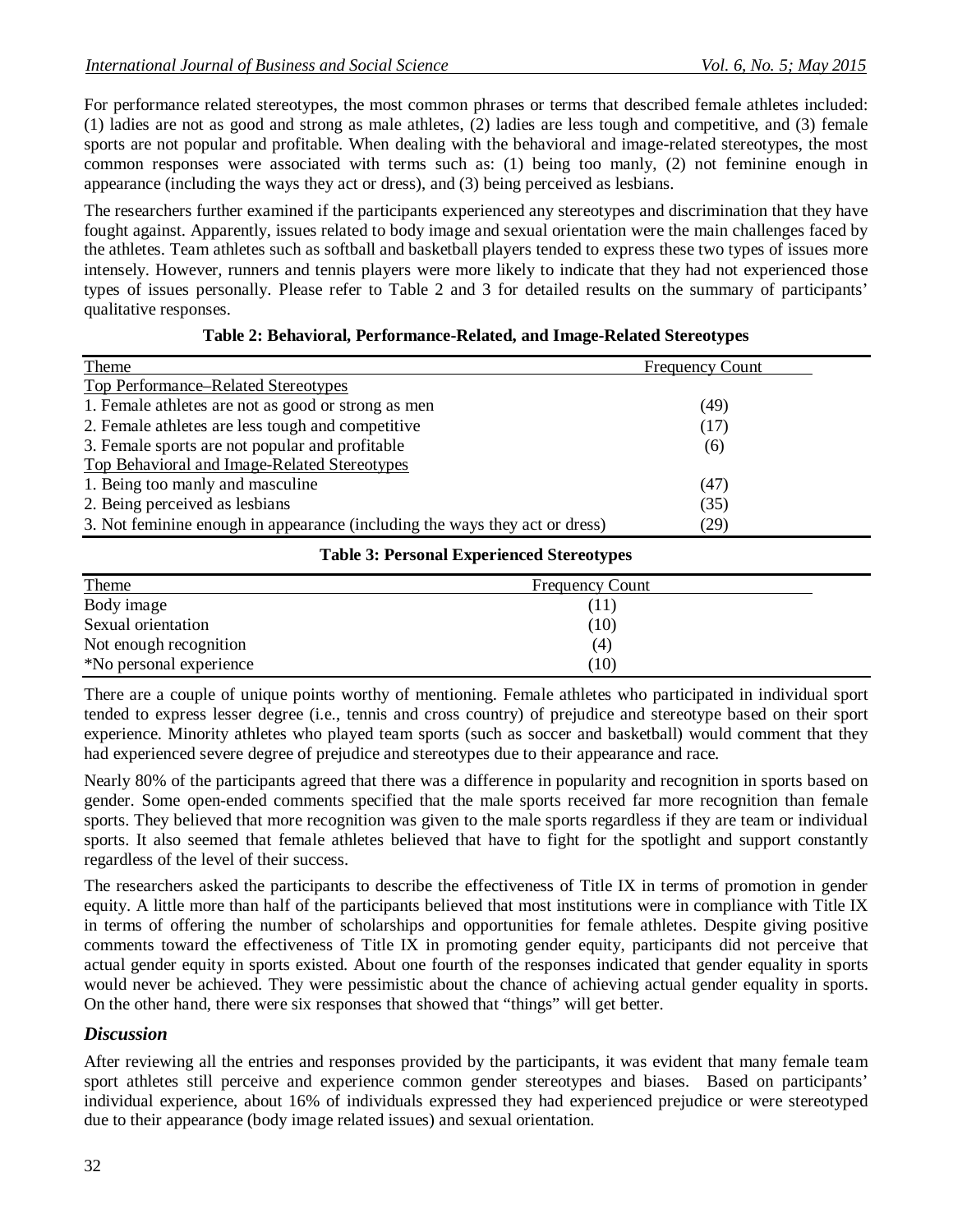For performance related stereotypes, the most common phrases or terms that described female athletes included: (1) ladies are not as good and strong as male athletes, (2) ladies are less tough and competitive, and (3) female sports are not popular and profitable. When dealing with the behavioral and image-related stereotypes, the most common responses were associated with terms such as: (1) being too manly, (2) not feminine enough in appearance (including the ways they act or dress), and (3) being perceived as lesbians.

The researchers further examined if the participants experienced any stereotypes and discrimination that they have fought against. Apparently, issues related to body image and sexual orientation were the main challenges faced by the athletes. Team athletes such as softball and basketball players tended to express these two types of issues more intensely. However, runners and tennis players were more likely to indicate that they had not experienced those types of issues personally. Please refer to Table 2 and 3 for detailed results on the summary of participants' qualitative responses.

**Table 2: Behavioral, Performance-Related, and Image-Related Stereotypes**

| Theme | Frequency Count |
|---|---|
| Top Performance–Related Stereotypes | |
| 1. Female athletes are not as good or strong as men | (49) |
| 2. Female athletes are less tough and competitive | (17) |
| 3. Female sports are not popular and profitable | (6) |
| Top Behavioral and Image-Related Stereotypes | |
| 1. Being too manly and masculine | (47) |
| 2. Being perceived as lesbians | (35) |
| 3. Not feminine enough in appearance (including the ways they act or dress) | (29) |

**Table 3: Personal Experienced Stereotypes**

| Theme | Frequency Count |
|---|---|
| Body image | (11) |
| Sexual orientation | (10) |
| Not enough recognition | (4) |
| *No personal experience | (10) |

There are a couple of unique points worthy of mentioning. Female athletes who participated in individual sport tended to express lesser degree (i.e., tennis and cross country) of prejudice and stereotype based on their sport experience. Minority athletes who played team sports (such as soccer and basketball) would comment that they had experienced severe degree of prejudice and stereotypes due to their appearance and race.

Nearly 80% of the participants agreed that there was a difference in popularity and recognition in sports based on gender. Some open-ended comments specified that the male sports received far more recognition than female sports. They believed that more recognition was given to the male sports regardless if they are team or individual sports. It also seemed that female athletes believed that have to fight for the spotlight and support constantly regardless of the level of their success.

The researchers asked the participants to describe the effectiveness of Title IX in terms of promotion in gender equity. A little more than half of the participants believed that most institutions were in compliance with Title IX in terms of offering the number of scholarships and opportunities for female athletes. Despite giving positive comments toward the effectiveness of Title IX in promoting gender equity, participants did not perceive that actual gender equity in sports existed. About one fourth of the responses indicated that gender equality in sports would never be achieved. They were pessimistic about the chance of achieving actual gender equality in sports. On the other hand, there were six responses that showed that "things" will get better.

## *Discussion*

After reviewing all the entries and responses provided by the participants, it was evident that many female team sport athletes still perceive and experience common gender stereotypes and biases. Based on participants' individual experience, about 16% of individuals expressed they had experienced prejudice or were stereotyped due to their appearance (body image related issues) and sexual orientation.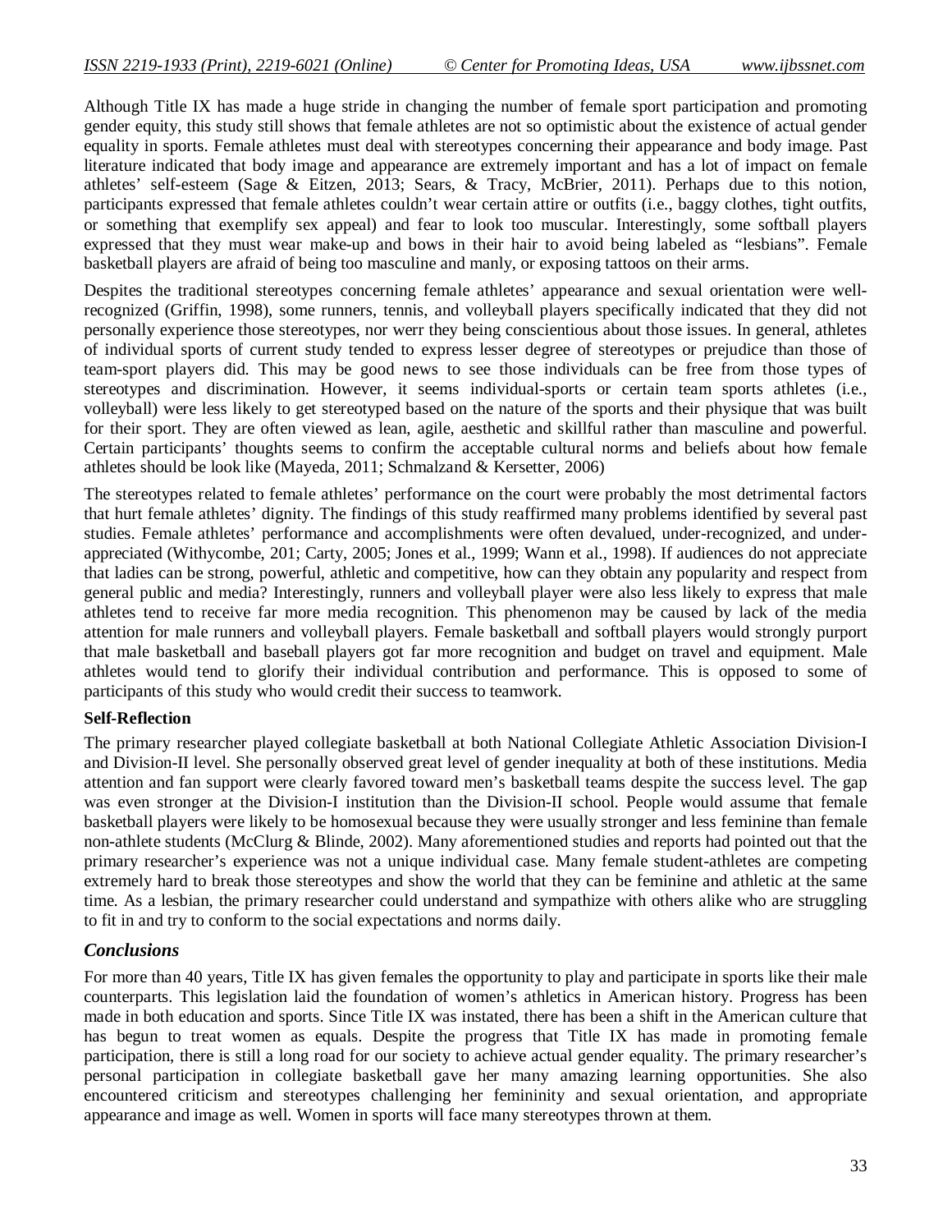Although Title IX has made a huge stride in changing the number of female sport participation and promoting gender equity, this study still shows that female athletes are not so optimistic about the existence of actual gender equality in sports. Female athletes must deal with stereotypes concerning their appearance and body image. Past literature indicated that body image and appearance are extremely important and has a lot of impact on female athletes' self-esteem (Sage & Eitzen, 2013; Sears, & Tracy, McBrier, 2011). Perhaps due to this notion, participants expressed that female athletes couldn't wear certain attire or outfits (i.e., baggy clothes, tight outfits, or something that exemplify sex appeal) and fear to look too muscular. Interestingly, some softball players expressed that they must wear make-up and bows in their hair to avoid being labeled as "lesbians". Female basketball players are afraid of being too masculine and manly, or exposing tattoos on their arms.

Despites the traditional stereotypes concerning female athletes' appearance and sexual orientation were well-recognized (Griffin, 1998), some runners, tennis, and volleyball players specifically indicated that they did not personally experience those stereotypes, nor werr they being conscientious about those issues. In general, athletes of individual sports of current study tended to express lesser degree of stereotypes or prejudice than those of team-sport players did. This may be good news to see those individuals can be free from those types of stereotypes and discrimination. However, it seems individual-sports or certain team sports athletes (i.e., volleyball) were less likely to get stereotyped based on the nature of the sports and their physique that was built for their sport. They are often viewed as lean, agile, aesthetic and skillful rather than masculine and powerful. Certain participants' thoughts seems to confirm the acceptable cultural norms and beliefs about how female athletes should be look like (Mayeda, 2011; Schmalzand & Kersetter, 2006)

The stereotypes related to female athletes' performance on the court were probably the most detrimental factors that hurt female athletes' dignity. The findings of this study reaffirmed many problems identified by several past studies. Female athletes' performance and accomplishments were often devalued, under-recognized, and under-appreciated (Withycombe, 201; Carty, 2005; Jones et al., 1999; Wann et al., 1998). If audiences do not appreciate that ladies can be strong, powerful, athletic and competitive, how can they obtain any popularity and respect from general public and media? Interestingly, runners and volleyball player were also less likely to express that male athletes tend to receive far more media recognition. This phenomenon may be caused by lack of the media attention for male runners and volleyball players. Female basketball and softball players would strongly purport that male basketball and baseball players got far more recognition and budget on travel and equipment. Male athletes would tend to glorify their individual contribution and performance. This is opposed to some of participants of this study who would credit their success to teamwork.

**Self-Reflection**

The primary researcher played collegiate basketball at both National Collegiate Athletic Association Division-I and Division-II level. She personally observed great level of gender inequality at both of these institutions. Media attention and fan support were clearly favored toward men's basketball teams despite the success level. The gap was even stronger at the Division-I institution than the Division-II school. People would assume that female basketball players were likely to be homosexual because they were usually stronger and less feminine than female non-athlete students (McClurg & Blinde, 2002). Many aforementioned studies and reports had pointed out that the primary researcher's experience was not a unique individual case. Many female student-athletes are competing extremely hard to break those stereotypes and show the world that they can be feminine and athletic at the same time. As a lesbian, the primary researcher could understand and sympathize with others alike who are struggling to fit in and try to conform to the social expectations and norms daily.

## *Conclusions*

For more than 40 years, Title IX has given females the opportunity to play and participate in sports like their male counterparts. This legislation laid the foundation of women's athletics in American history. Progress has been made in both education and sports. Since Title IX was instated, there has been a shift in the American culture that has begun to treat women as equals. Despite the progress that Title IX has made in promoting female participation, there is still a long road for our society to achieve actual gender equality. The primary researcher's personal participation in collegiate basketball gave her many amazing learning opportunities. She also encountered criticism and stereotypes challenging her femininity and sexual orientation, and appropriate appearance and image as well. Women in sports will face many stereotypes thrown at them.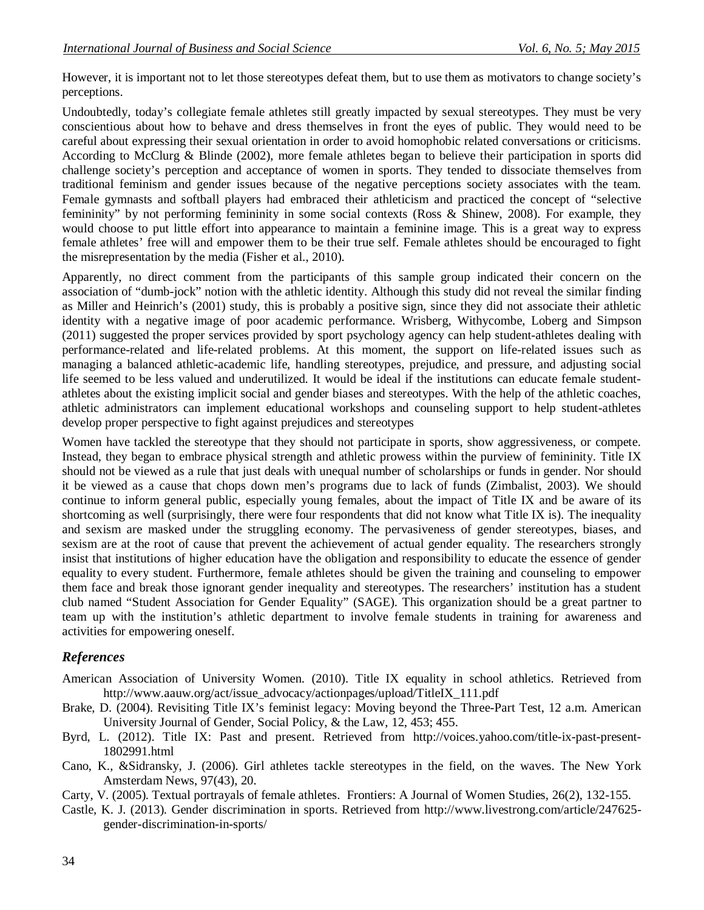However, it is important not to let those stereotypes defeat them, but to use them as motivators to change society's perceptions.

Undoubtedly, today's collegiate female athletes still greatly impacted by sexual stereotypes. They must be very conscientious about how to behave and dress themselves in front the eyes of public. They would need to be careful about expressing their sexual orientation in order to avoid homophobic related conversations or criticisms. According to McClurg & Blinde (2002), more female athletes began to believe their participation in sports did challenge society's perception and acceptance of women in sports. They tended to dissociate themselves from traditional feminism and gender issues because of the negative perceptions society associates with the team. Female gymnasts and softball players had embraced their athleticism and practiced the concept of "selective femininity" by not performing femininity in some social contexts (Ross & Shinew, 2008). For example, they would choose to put little effort into appearance to maintain a feminine image. This is a great way to express female athletes' free will and empower them to be their true self. Female athletes should be encouraged to fight the misrepresentation by the media (Fisher et al., 2010).

Apparently, no direct comment from the participants of this sample group indicated their concern on the association of "dumb-jock" notion with the athletic identity. Although this study did not reveal the similar finding as Miller and Heinrich's (2001) study, this is probably a positive sign, since they did not associate their athletic identity with a negative image of poor academic performance. Wrisberg, Withycombe, Loberg and Simpson (2011) suggested the proper services provided by sport psychology agency can help student-athletes dealing with performance-related and life-related problems. At this moment, the support on life-related issues such as managing a balanced athletic-academic life, handling stereotypes, prejudice, and pressure, and adjusting social life seemed to be less valued and underutilized. It would be ideal if the institutions can educate female student-athletes about the existing implicit social and gender biases and stereotypes. With the help of the athletic coaches, athletic administrators can implement educational workshops and counseling support to help student-athletes develop proper perspective to fight against prejudices and stereotypes

Women have tackled the stereotype that they should not participate in sports, show aggressiveness, or compete. Instead, they began to embrace physical strength and athletic prowess within the purview of femininity. Title IX should not be viewed as a rule that just deals with unequal number of scholarships or funds in gender. Nor should it be viewed as a cause that chops down men's programs due to lack of funds (Zimbalist, 2003). We should continue to inform general public, especially young females, about the impact of Title IX and be aware of its shortcoming as well (surprisingly, there were four respondents that did not know what Title IX is). The inequality and sexism are masked under the struggling economy. The pervasiveness of gender stereotypes, biases, and sexism are at the root of cause that prevent the achievement of actual gender equality. The researchers strongly insist that institutions of higher education have the obligation and responsibility to educate the essence of gender equality to every student. Furthermore, female athletes should be given the training and counseling to empower them face and break those ignorant gender inequality and stereotypes. The researchers' institution has a student club named "Student Association for Gender Equality" (SAGE). This organization should be a great partner to team up with the institution's athletic department to involve female students in training for awareness and activities for empowering oneself.

## *References*

American Association of University Women. (2010). Title IX equality in school athletics. Retrieved from http://www.aauw.org/act/issue_advocacy/actionpages/upload/TitleIX_111.pdf

Brake, D. (2004). Revisiting Title IX's feminist legacy: Moving beyond the Three-Part Test, 12 a.m. American University Journal of Gender, Social Policy, & the Law, 12, 453; 455.

Byrd, L. (2012). Title IX: Past and present. Retrieved from http://voices.yahoo.com/title-ix-past-present-1802991.html

Cano, K., &Sidransky, J. (2006). Girl athletes tackle stereotypes in the field, on the waves. The New York Amsterdam News, 97(43), 20.

Carty, V. (2005). Textual portrayals of female athletes. Frontiers: A Journal of Women Studies, 26(2), 132-155.

Castle, K. J. (2013). Gender discrimination in sports. Retrieved from http://www.livestrong.com/article/247625-gender-discrimination-in-sports/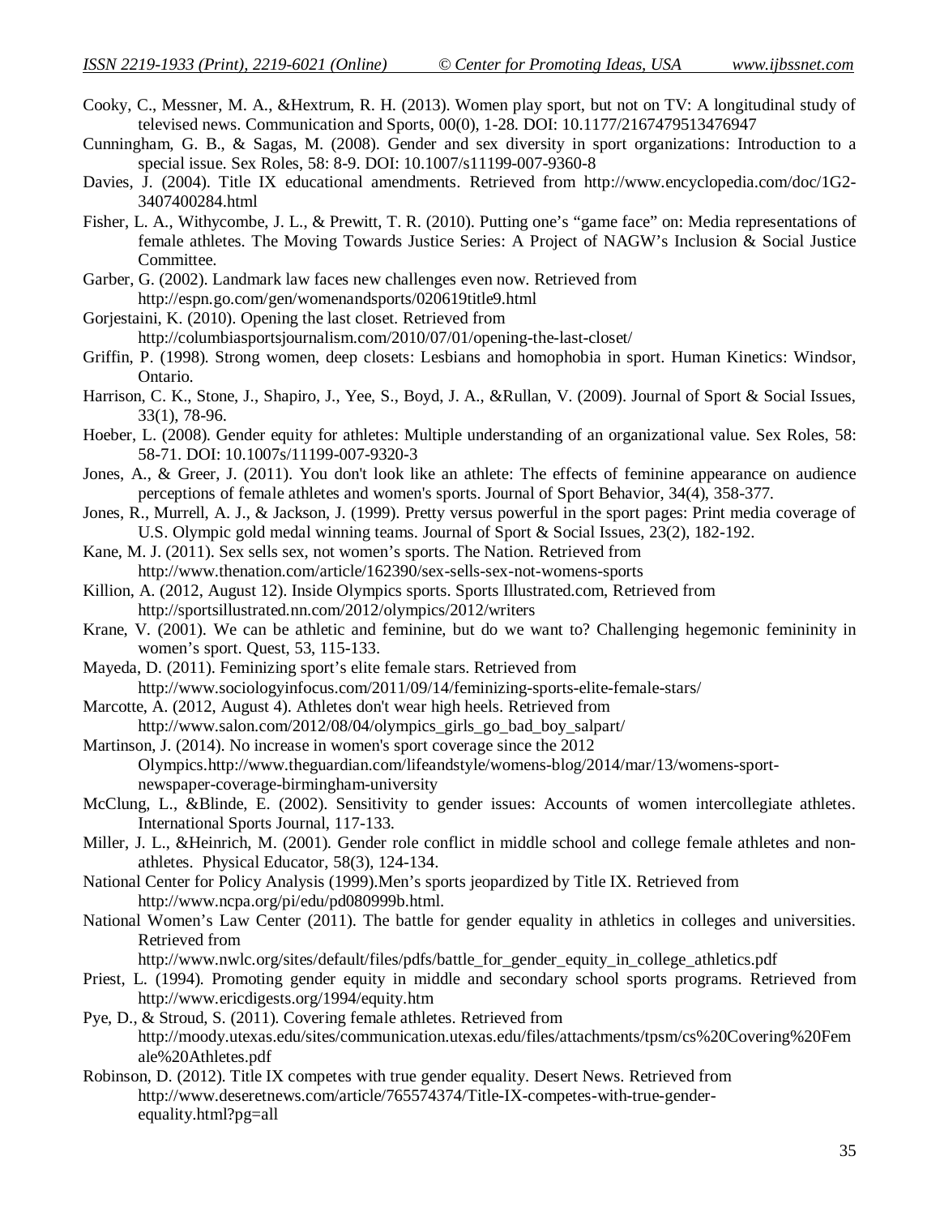Cooky, C., Messner, M. A., &Hextrum, R. H. (2013). Women play sport, but not on TV: A longitudinal study of televised news. Communication and Sports, 00(0), 1-28. DOI: 10.1177/2167479513476947

Cunningham, G. B., & Sagas, M. (2008). Gender and sex diversity in sport organizations: Introduction to a special issue. Sex Roles, 58: 8-9. DOI: 10.1007/s11199-007-9360-8

Davies, J. (2004). Title IX educational amendments. Retrieved from http://www.encyclopedia.com/doc/1G2-3407400284.html

Fisher, L. A., Withycombe, J. L., & Prewitt, T. R. (2010). Putting one's "game face" on: Media representations of female athletes. The Moving Towards Justice Series: A Project of NAGW's Inclusion & Social Justice Committee.

Garber, G. (2002). Landmark law faces new challenges even now. Retrieved from http://espn.go.com/gen/womenandsports/020619title9.html

Gorjestaini, K. (2010). Opening the last closet. Retrieved from http://columbiasportsjournalism.com/2010/07/01/opening-the-last-closet/

Griffin, P. (1998). Strong women, deep closets: Lesbians and homophobia in sport. Human Kinetics: Windsor, Ontario.

Harrison, C. K., Stone, J., Shapiro, J., Yee, S., Boyd, J. A., &Rullan, V. (2009). Journal of Sport & Social Issues, 33(1), 78-96.

Hoeber, L. (2008). Gender equity for athletes: Multiple understanding of an organizational value. Sex Roles, 58: 58-71. DOI: 10.1007s/11199-007-9320-3

Jones, A., & Greer, J. (2011). You don't look like an athlete: The effects of feminine appearance on audience perceptions of female athletes and women's sports. Journal of Sport Behavior, 34(4), 358-377.

Jones, R., Murrell, A. J., & Jackson, J. (1999). Pretty versus powerful in the sport pages: Print media coverage of U.S. Olympic gold medal winning teams. Journal of Sport & Social Issues, 23(2), 182-192.

Kane, M. J. (2011). Sex sells sex, not women's sports. The Nation. Retrieved from http://www.thenation.com/article/162390/sex-sells-sex-not-womens-sports

Killion, A. (2012, August 12). Inside Olympics sports. Sports Illustrated.com, Retrieved from http://sportsillustrated.nn.com/2012/olympics/2012/writers

Krane, V. (2001). We can be athletic and feminine, but do we want to? Challenging hegemonic femininity in women's sport. Quest, 53, 115-133.

Mayeda, D. (2011). Feminizing sport's elite female stars. Retrieved from http://www.sociologyinfocus.com/2011/09/14/feminizing-sports-elite-female-stars/

Marcotte, A. (2012, August 4). Athletes don't wear high heels. Retrieved from http://www.salon.com/2012/08/04/olympics_girls_go_bad_boy_salpart/

Martinson, J. (2014). No increase in women's sport coverage since the 2012 Olympics.http://www.theguardian.com/lifeandstyle/womens-blog/2014/mar/13/womens-sport-newspaper-coverage-birmingham-university

McClung, L., &Blinde, E. (2002). Sensitivity to gender issues: Accounts of women intercollegiate athletes. International Sports Journal, 117-133.

Miller, J. L., &Heinrich, M. (2001). Gender role conflict in middle school and college female athletes and non-athletes. Physical Educator, 58(3), 124-134.

National Center for Policy Analysis (1999).Men's sports jeopardized by Title IX. Retrieved from http://www.ncpa.org/pi/edu/pd080999b.html.

National Women's Law Center (2011). The battle for gender equality in athletics in colleges and universities. Retrieved from http://www.nwlc.org/sites/default/files/pdfs/battle_for_gender_equity_in_college_athletics.pdf

Priest, L. (1994). Promoting gender equity in middle and secondary school sports programs. Retrieved from http://www.ericdigests.org/1994/equity.htm

Pye, D., & Stroud, S. (2011). Covering female athletes. Retrieved from http://moody.utexas.edu/sites/communication.utexas.edu/files/attachments/tpsm/cs%20Covering%20Female%20Athletes.pdf

Robinson, D. (2012). Title IX competes with true gender equality. Desert News. Retrieved from http://www.deseretnews.com/article/765574374/Title-IX-competes-with-true-gender-equality.html?pg=all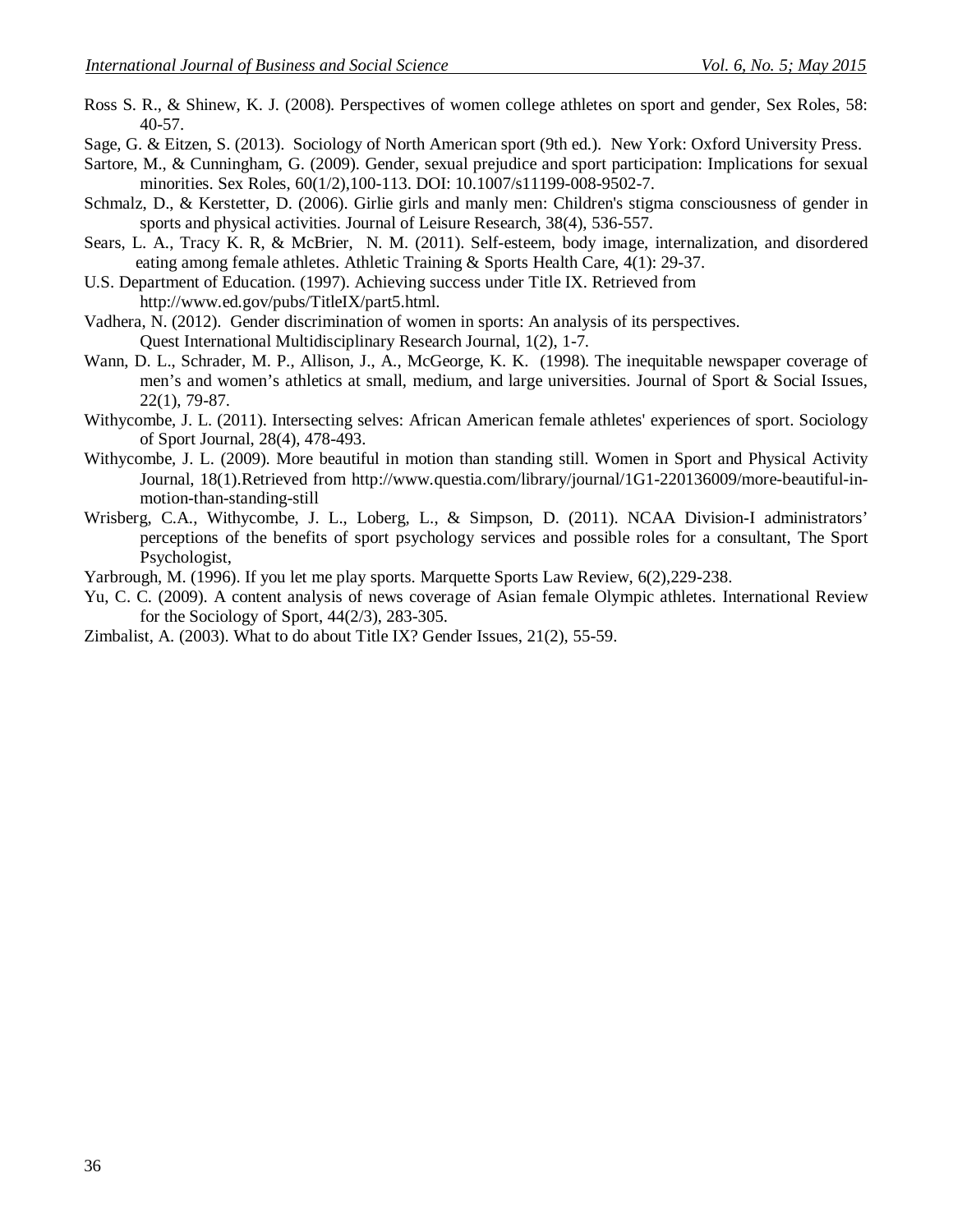Ross S. R., & Shinew, K. J. (2008). Perspectives of women college athletes on sport and gender, Sex Roles, 58: 40-57.

Sage, G. & Eitzen, S. (2013). Sociology of North American sport (9th ed.). New York: Oxford University Press.

Sartore, M., & Cunningham, G. (2009). Gender, sexual prejudice and sport participation: Implications for sexual minorities. Sex Roles, 60(1/2),100-113. DOI: 10.1007/s11199-008-9502-7.

Schmalz, D., & Kerstetter, D. (2006). Girlie girls and manly men: Children's stigma consciousness of gender in sports and physical activities. Journal of Leisure Research, 38(4), 536-557.

Sears, L. A., Tracy K. R, & McBrier, N. M. (2011). Self-esteem, body image, internalization, and disordered eating among female athletes. Athletic Training & Sports Health Care, 4(1): 29-37.

U.S. Department of Education. (1997). Achieving success under Title IX. Retrieved from http://www.ed.gov/pubs/TitleIX/part5.html.

Vadhera, N. (2012). Gender discrimination of women in sports: An analysis of its perspectives. Quest International Multidisciplinary Research Journal, 1(2), 1-7.

Wann, D. L., Schrader, M. P., Allison, J., A., McGeorge, K. K. (1998). The inequitable newspaper coverage of men's and women's athletics at small, medium, and large universities. Journal of Sport & Social Issues, 22(1), 79-87.

Withycombe, J. L. (2011). Intersecting selves: African American female athletes' experiences of sport. Sociology of Sport Journal, 28(4), 478-493.

Withycombe, J. L. (2009). More beautiful in motion than standing still. Women in Sport and Physical Activity Journal, 18(1).Retrieved from http://www.questia.com/library/journal/1G1-220136009/more-beautiful-in-motion-than-standing-still

Wrisberg, C.A., Withycombe, J. L., Loberg, L., & Simpson, D. (2011). NCAA Division-I administrators' perceptions of the benefits of sport psychology services and possible roles for a consultant, The Sport Psychologist,

Yarbrough, M. (1996). If you let me play sports. Marquette Sports Law Review, 6(2),229-238.

Yu, C. C. (2009). A content analysis of news coverage of Asian female Olympic athletes. International Review for the Sociology of Sport, 44(2/3), 283-305.

Zimbalist, A. (2003). What to do about Title IX? Gender Issues, 21(2), 55-59.